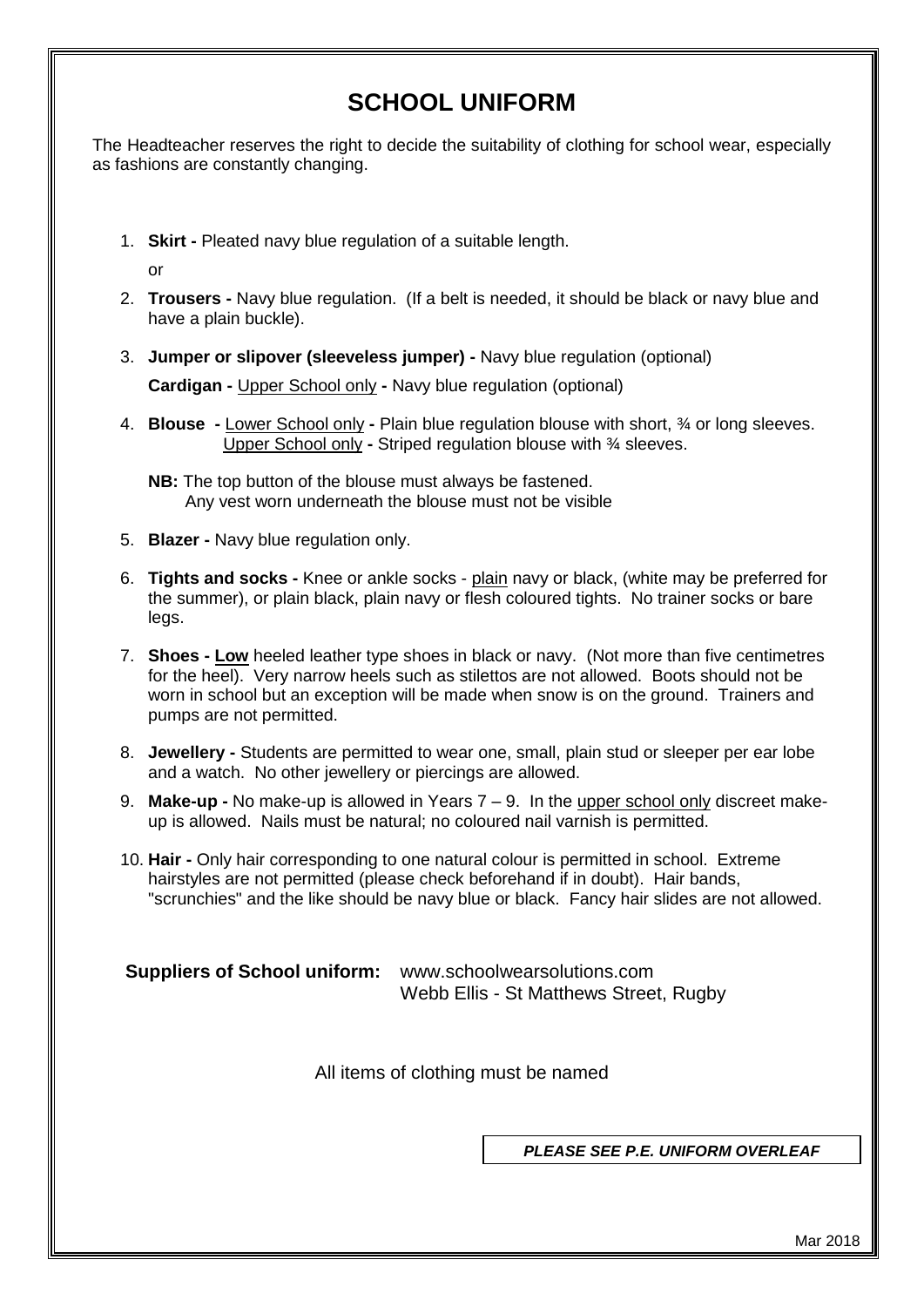# SCHOOL UNIFORM

The Headteacher reserves the right to decide the suitability of clothing for school wear, especially as fashions are constantly changing.

1. **Skirt -** Pleated navy blue regulation of a suitable length.

   or

2. **Trousers -** Navy blue regulation. (If a belt is needed, it should be black or navy blue and have a plain buckle).

3. **Jumper or slipover (sleeveless jumper) -** Navy blue regulation (optional)

   **Cardigan -** Upper School only **-** Navy blue regulation (optional)

4. **Blouse -** Lower School only **-** Plain blue regulation blouse with short, ¾ or long sleeves.
   Upper School only **-** Striped regulation blouse with ¾ sleeves.

   **NB:** The top button of the blouse must always be fastened.
   Any vest worn underneath the blouse must not be visible

5. **Blazer -** Navy blue regulation only.

6. **Tights and socks -** Knee or ankle socks - plain navy or black, (white may be preferred for the summer), or plain black, plain navy or flesh coloured tights. No trainer socks or bare legs.

7. **Shoes - Low** heeled leather type shoes in black or navy. (Not more than five centimetres for the heel). Very narrow heels such as stilettos are not allowed. Boots should not be worn in school but an exception will be made when snow is on the ground. Trainers and pumps are not permitted.

8. **Jewellery -** Students are permitted to wear one, small, plain stud or sleeper per ear lobe and a watch. No other jewellery or piercings are allowed.

9. **Make-up -** No make-up is allowed in Years 7 – 9. In the upper school only discreet make-up is allowed. Nails must be natural; no coloured nail varnish is permitted.

10. **Hair -** Only hair corresponding to one natural colour is permitted in school. Extreme hairstyles are not permitted (please check beforehand if in doubt). Hair bands, "scrunchies" and the like should be navy blue or black. Fancy hair slides are not allowed.

**Suppliers of School uniform:** www.schoolwearsolutions.com
Webb Ellis - St Matthews Street, Rugby

All items of clothing must be named

***PLEASE SEE P.E. UNIFORM OVERLEAF***

Mar 2018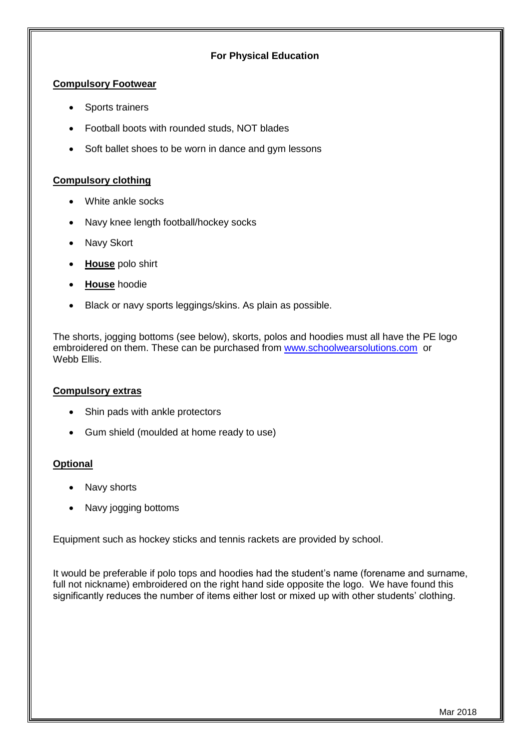## For Physical Education

**Compulsory Footwear**

- Sports trainers
- Football boots with rounded studs, NOT blades
- Soft ballet shoes to be worn in dance and gym lessons

**Compulsory clothing**

- White ankle socks
- Navy knee length football/hockey socks
- Navy Skort
- **House** polo shirt
- **House** hoodie
- Black or navy sports leggings/skins. As plain as possible.

The shorts, jogging bottoms (see below), skorts, polos and hoodies must all have the PE logo embroidered on them. These can be purchased from www.schoolwearsolutions.com or Webb Ellis.

**Compulsory extras**

- Shin pads with ankle protectors
- Gum shield (moulded at home ready to use)

**Optional**

- Navy shorts
- Navy jogging bottoms

Equipment such as hockey sticks and tennis rackets are provided by school.

It would be preferable if polo tops and hoodies had the student's name (forename and surname, full not nickname) embroidered on the right hand side opposite the logo. We have found this significantly reduces the number of items either lost or mixed up with other students' clothing.

Mar 2018